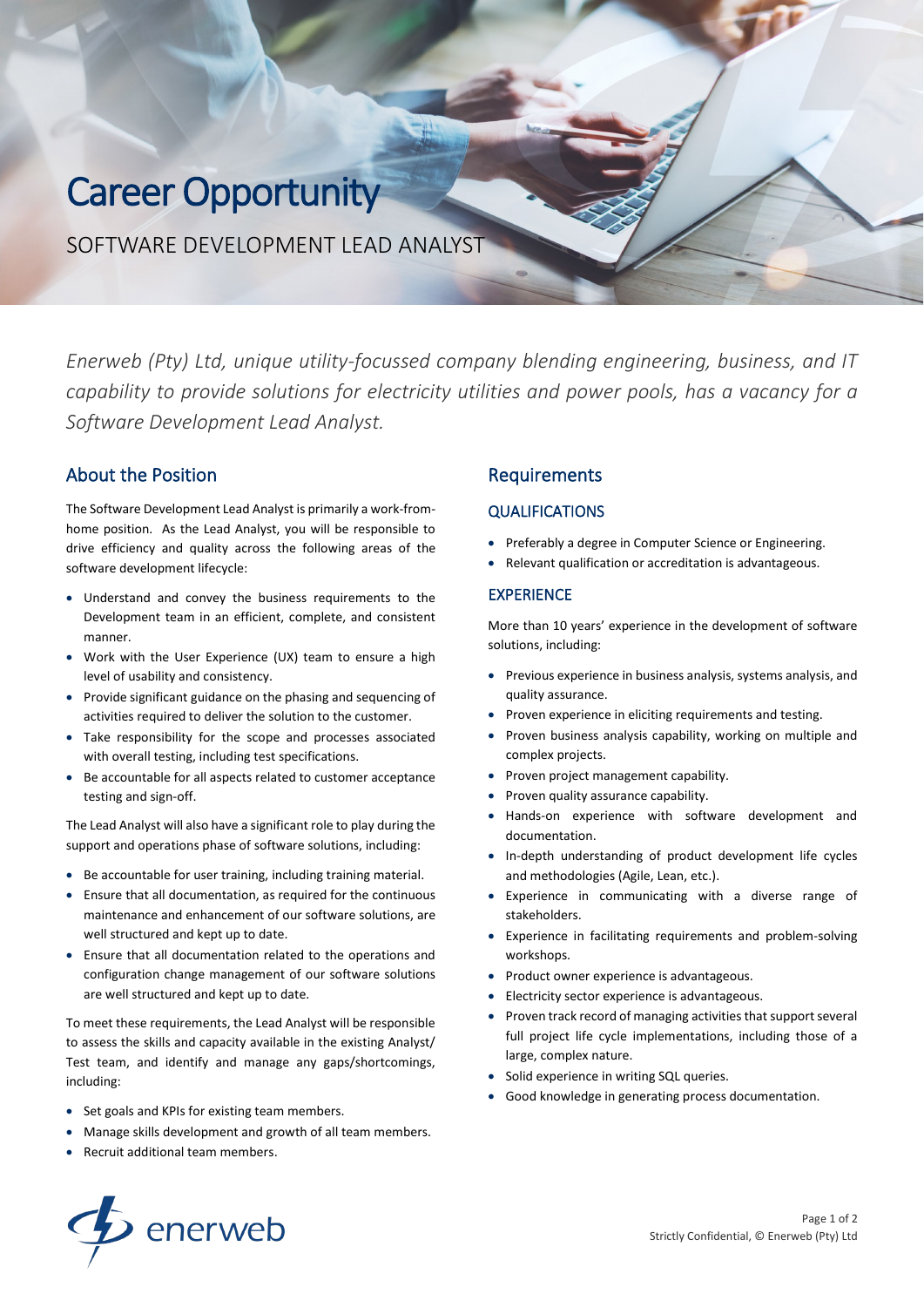# Career Opportunity

SOFTWARE DEVELOPMENT LEAD ANALYST

*Enerweb (Pty) Ltd, unique utility-focussed company blending engineering, business, and IT capability to provide solutions for electricity utilities and power pools, has a vacancy for a Software Development Lead Analyst.*

## About the Position

The Software Development Lead Analyst is primarily a work-from-home position. As the Lead Analyst, you will be responsible to drive efficiency and quality across the following areas of the software development lifecycle:

- Understand and convey the business requirements to the Development team in an efficient, complete, and consistent manner.
- Work with the User Experience (UX) team to ensure a high level of usability and consistency.
- Provide significant guidance on the phasing and sequencing of activities required to deliver the solution to the customer.
- Take responsibility for the scope and processes associated with overall testing, including test specifications.
- Be accountable for all aspects related to customer acceptance testing and sign-off.

The Lead Analyst will also have a significant role to play during the support and operations phase of software solutions, including:

- Be accountable for user training, including training material.
- Ensure that all documentation, as required for the continuous maintenance and enhancement of our software solutions, are well structured and kept up to date.
- Ensure that all documentation related to the operations and configuration change management of our software solutions are well structured and kept up to date.

To meet these requirements, the Lead Analyst will be responsible to assess the skills and capacity available in the existing Analyst/ Test team, and identify and manage any gaps/shortcomings, including:

- Set goals and KPIs for existing team members.
- Manage skills development and growth of all team members.
- Recruit additional team members.

## Requirements

### QUALIFICATIONS

- Preferably a degree in Computer Science or Engineering.
- Relevant qualification or accreditation is advantageous.

### EXPERIENCE

More than 10 years' experience in the development of software solutions, including:

- Previous experience in business analysis, systems analysis, and quality assurance.
- Proven experience in eliciting requirements and testing.
- Proven business analysis capability, working on multiple and complex projects.
- Proven project management capability.
- Proven quality assurance capability.
- Hands-on experience with software development and documentation.
- In-depth understanding of product development life cycles and methodologies (Agile, Lean, etc.).
- Experience in communicating with a diverse range of stakeholders.
- Experience in facilitating requirements and problem-solving workshops.
- Product owner experience is advantageous.
- Electricity sector experience is advantageous.
- Proven track record of managing activities that support several full project life cycle implementations, including those of a large, complex nature.
- Solid experience in writing SQL queries.
- Good knowledge in generating process documentation.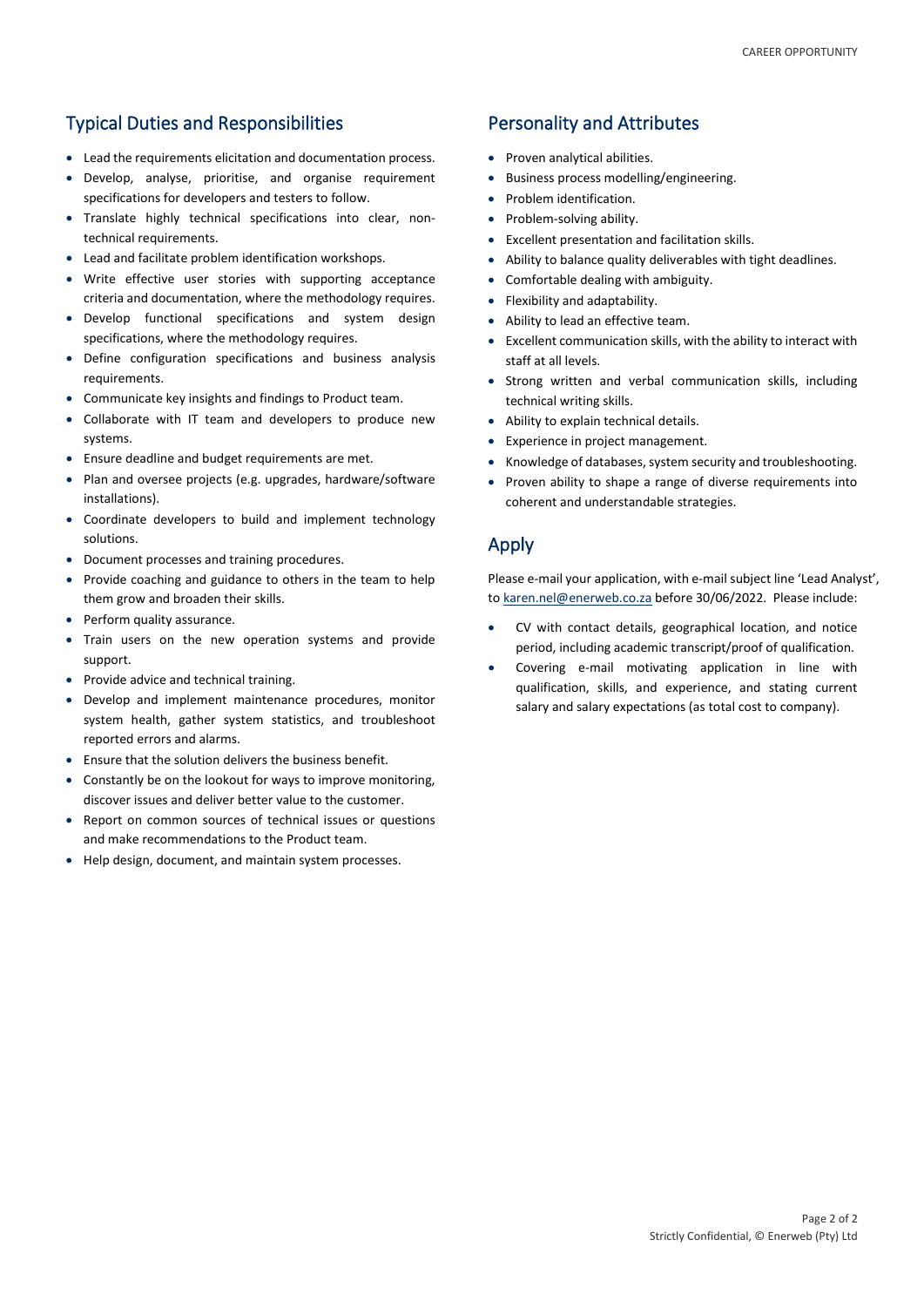## Typical Duties and Responsibilities

- Lead the requirements elicitation and documentation process.
- Develop, analyse, prioritise, and organise requirement specifications for developers and testers to follow.
- Translate highly technical specifications into clear, non-technical requirements.
- Lead and facilitate problem identification workshops.
- Write effective user stories with supporting acceptance criteria and documentation, where the methodology requires.
- Develop functional specifications and system design specifications, where the methodology requires.
- Define configuration specifications and business analysis requirements.
- Communicate key insights and findings to Product team.
- Collaborate with IT team and developers to produce new systems.
- Ensure deadline and budget requirements are met.
- Plan and oversee projects (e.g. upgrades, hardware/software installations).
- Coordinate developers to build and implement technology solutions.
- Document processes and training procedures.
- Provide coaching and guidance to others in the team to help them grow and broaden their skills.
- Perform quality assurance.
- Train users on the new operation systems and provide support.
- Provide advice and technical training.
- Develop and implement maintenance procedures, monitor system health, gather system statistics, and troubleshoot reported errors and alarms.
- Ensure that the solution delivers the business benefit.
- Constantly be on the lookout for ways to improve monitoring, discover issues and deliver better value to the customer.
- Report on common sources of technical issues or questions and make recommendations to the Product team.
- Help design, document, and maintain system processes.

## Personality and Attributes

- Proven analytical abilities.
- Business process modelling/engineering.
- Problem identification.
- Problem-solving ability.
- Excellent presentation and facilitation skills.
- Ability to balance quality deliverables with tight deadlines.
- Comfortable dealing with ambiguity.
- Flexibility and adaptability.
- Ability to lead an effective team.
- Excellent communication skills, with the ability to interact with staff at all levels.
- Strong written and verbal communication skills, including technical writing skills.
- Ability to explain technical details.
- Experience in project management.
- Knowledge of databases, system security and troubleshooting.
- Proven ability to shape a range of diverse requirements into coherent and understandable strategies.

## Apply

Please e-mail your application, with e-mail subject line 'Lead Analyst', to karen.nel@enerweb.co.za before 30/06/2022. Please include:

- CV with contact details, geographical location, and notice period, including academic transcript/proof of qualification.
- Covering e-mail motivating application in line with qualification, skills, and experience, and stating current salary and salary expectations (as total cost to company).